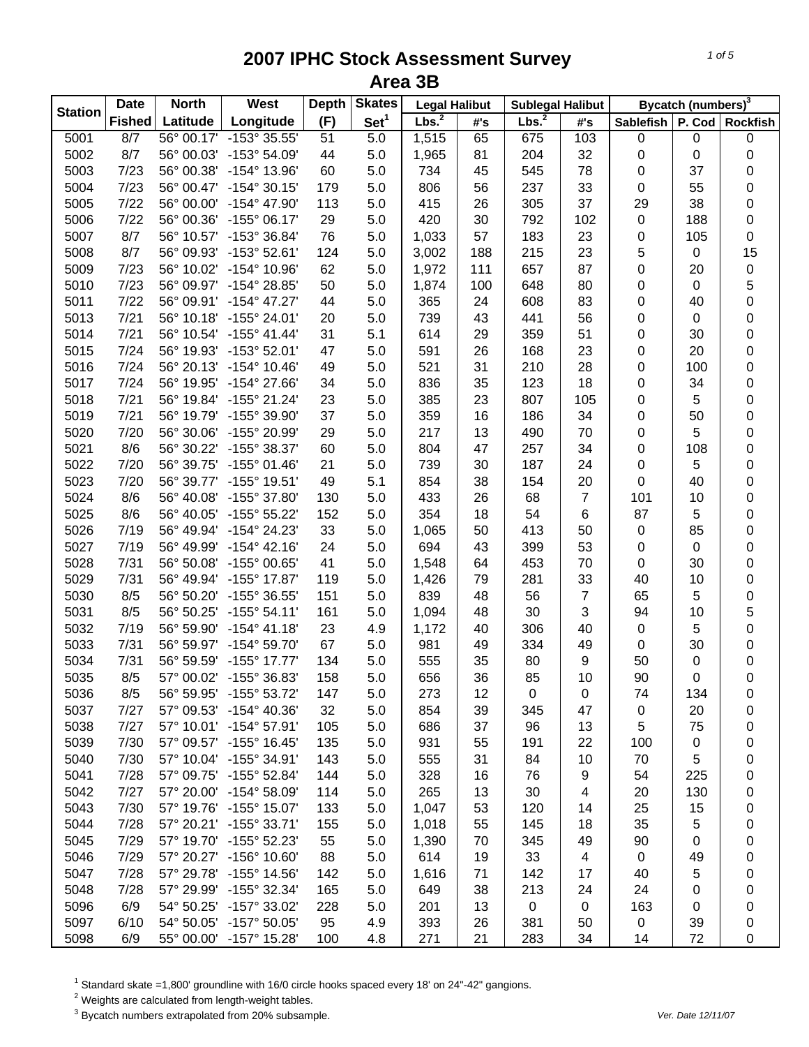# 2007 IPHC Stock Assessment Survey

## Area 3B

| Station | Date Fished | North Latitude | West Longitude | Depth (F) | Skates Set[1] | Legal Halibut | | Sublegal Halibut | | Bycatch (numbers)[3] | | |
|---|---|---|---|---|---|---|---|---|---|---|---|---|
| | | | | | | Lbs.[2] | #'s | Lbs.[2] | #'s | Sablefish | P. Cod | Rockfish |
| 5001 | 8/7 | 56° 00.17' | -153° 35.55' | 51 | 5.0 | 1,515 | 65 | 675 | 103 | 0 | 0 | 0 |
| 5002 | 8/7 | 56° 00.03' | -153° 54.09' | 44 | 5.0 | 1,965 | 81 | 204 | 32 | 0 | 0 | 0 |
| 5003 | 7/23 | 56° 00.38' | -154° 13.96' | 60 | 5.0 | 734 | 45 | 545 | 78 | 0 | 37 | 0 |
| 5004 | 7/23 | 56° 00.47' | -154° 30.15' | 179 | 5.0 | 806 | 56 | 237 | 33 | 0 | 55 | 0 |
| 5005 | 7/22 | 56° 00.00' | -154° 47.90' | 113 | 5.0 | 415 | 26 | 305 | 37 | 29 | 38 | 0 |
| 5006 | 7/22 | 56° 00.36' | -155° 06.17' | 29 | 5.0 | 420 | 30 | 792 | 102 | 0 | 188 | 0 |
| 5007 | 8/7 | 56° 10.57' | -153° 36.84' | 76 | 5.0 | 1,033 | 57 | 183 | 23 | 0 | 105 | 0 |
| 5008 | 8/7 | 56° 09.93' | -153° 52.61' | 124 | 5.0 | 3,002 | 188 | 215 | 23 | 5 | 0 | 15 |
| 5009 | 7/23 | 56° 10.02' | -154° 10.96' | 62 | 5.0 | 1,972 | 111 | 657 | 87 | 0 | 20 | 0 |
| 5010 | 7/23 | 56° 09.97' | -154° 28.85' | 50 | 5.0 | 1,874 | 100 | 648 | 80 | 0 | 0 | 5 |
| 5011 | 7/22 | 56° 09.91' | -154° 47.27' | 44 | 5.0 | 365 | 24 | 608 | 83 | 0 | 40 | 0 |
| 5013 | 7/21 | 56° 10.18' | -155° 24.01' | 20 | 5.0 | 739 | 43 | 441 | 56 | 0 | 0 | 0 |
| 5014 | 7/21 | 56° 10.54' | -155° 41.44' | 31 | 5.1 | 614 | 29 | 359 | 51 | 0 | 30 | 0 |
| 5015 | 7/24 | 56° 19.93' | -153° 52.01' | 47 | 5.0 | 591 | 26 | 168 | 23 | 0 | 20 | 0 |
| 5016 | 7/24 | 56° 20.13' | -154° 10.46' | 49 | 5.0 | 521 | 31 | 210 | 28 | 0 | 100 | 0 |
| 5017 | 7/24 | 56° 19.95' | -154° 27.66' | 34 | 5.0 | 836 | 35 | 123 | 18 | 0 | 34 | 0 |
| 5018 | 7/21 | 56° 19.84' | -155° 21.24' | 23 | 5.0 | 385 | 23 | 807 | 105 | 0 | 5 | 0 |
| 5019 | 7/21 | 56° 19.79' | -155° 39.90' | 37 | 5.0 | 359 | 16 | 186 | 34 | 0 | 50 | 0 |
| 5020 | 7/20 | 56° 30.06' | -155° 20.99' | 29 | 5.0 | 217 | 13 | 490 | 70 | 0 | 5 | 0 |
| 5021 | 8/6 | 56° 30.22' | -155° 38.37' | 60 | 5.0 | 804 | 47 | 257 | 34 | 0 | 108 | 0 |
| 5022 | 7/20 | 56° 39.75' | -155° 01.46' | 21 | 5.0 | 739 | 30 | 187 | 24 | 0 | 5 | 0 |
| 5023 | 7/20 | 56° 39.77' | -155° 19.51' | 49 | 5.1 | 854 | 38 | 154 | 20 | 0 | 40 | 0 |
| 5024 | 8/6 | 56° 40.08' | -155° 37.80' | 130 | 5.0 | 433 | 26 | 68 | 7 | 101 | 10 | 0 |
| 5025 | 8/6 | 56° 40.05' | -155° 55.22' | 152 | 5.0 | 354 | 18 | 54 | 6 | 87 | 5 | 0 |
| 5026 | 7/19 | 56° 49.94' | -154° 24.23' | 33 | 5.0 | 1,065 | 50 | 413 | 50 | 0 | 85 | 0 |
| 5027 | 7/19 | 56° 49.99' | -154° 42.16' | 24 | 5.0 | 694 | 43 | 399 | 53 | 0 | 0 | 0 |
| 5028 | 7/31 | 56° 50.08' | -155° 00.65' | 41 | 5.0 | 1,548 | 64 | 453 | 70 | 0 | 30 | 0 |
| 5029 | 7/31 | 56° 49.94' | -155° 17.87' | 119 | 5.0 | 1,426 | 79 | 281 | 33 | 40 | 10 | 0 |
| 5030 | 8/5 | 56° 50.20' | -155° 36.55' | 151 | 5.0 | 839 | 48 | 56 | 7 | 65 | 5 | 0 |
| 5031 | 8/5 | 56° 50.25' | -155° 54.11' | 161 | 5.0 | 1,094 | 48 | 30 | 3 | 94 | 10 | 5 |
| 5032 | 7/19 | 56° 59.90' | -154° 41.18' | 23 | 4.9 | 1,172 | 40 | 306 | 40 | 0 | 5 | 0 |
| 5033 | 7/31 | 56° 59.97' | -154° 59.70' | 67 | 5.0 | 981 | 49 | 334 | 49 | 0 | 30 | 0 |
| 5034 | 7/31 | 56° 59.59' | -155° 17.77' | 134 | 5.0 | 555 | 35 | 80 | 9 | 50 | 0 | 0 |
| 5035 | 8/5 | 57° 00.02' | -155° 36.83' | 158 | 5.0 | 656 | 36 | 85 | 10 | 90 | 0 | 0 |
| 5036 | 8/5 | 56° 59.95' | -155° 53.72' | 147 | 5.0 | 273 | 12 | 0 | 0 | 74 | 134 | 0 |
| 5037 | 7/27 | 57° 09.53' | -154° 40.36' | 32 | 5.0 | 854 | 39 | 345 | 47 | 0 | 20 | 0 |
| 5038 | 7/27 | 57° 10.01' | -154° 57.91' | 105 | 5.0 | 686 | 37 | 96 | 13 | 5 | 75 | 0 |
| 5039 | 7/30 | 57° 09.57' | -155° 16.45' | 135 | 5.0 | 931 | 55 | 191 | 22 | 100 | 0 | 0 |
| 5040 | 7/30 | 57° 10.04' | -155° 34.91' | 143 | 5.0 | 555 | 31 | 84 | 10 | 70 | 5 | 0 |
| 5041 | 7/28 | 57° 09.75' | -155° 52.84' | 144 | 5.0 | 328 | 16 | 76 | 9 | 54 | 225 | 0 |
| 5042 | 7/27 | 57° 20.00' | -154° 58.09' | 114 | 5.0 | 265 | 13 | 30 | 4 | 20 | 130 | 0 |
| 5043 | 7/30 | 57° 19.76' | -155° 15.07' | 133 | 5.0 | 1,047 | 53 | 120 | 14 | 25 | 15 | 0 |
| 5044 | 7/28 | 57° 20.21' | -155° 33.71' | 155 | 5.0 | 1,018 | 55 | 145 | 18 | 35 | 5 | 0 |
| 5045 | 7/29 | 57° 19.70' | -155° 52.23' | 55 | 5.0 | 1,390 | 70 | 345 | 49 | 90 | 0 | 0 |
| 5046 | 7/29 | 57° 20.27' | -156° 10.60' | 88 | 5.0 | 614 | 19 | 33 | 4 | 0 | 49 | 0 |
| 5047 | 7/28 | 57° 29.78' | -155° 14.56' | 142 | 5.0 | 1,616 | 71 | 142 | 17 | 40 | 5 | 0 |
| 5048 | 7/28 | 57° 29.99' | -155° 32.34' | 165 | 5.0 | 649 | 38 | 213 | 24 | 24 | 0 | 0 |
| 5096 | 6/9 | 54° 50.25' | -157° 33.02' | 228 | 5.0 | 201 | 13 | 0 | 0 | 163 | 0 | 0 |
| 5097 | 6/10 | 54° 50.05' | -157° 50.05' | 95 | 4.9 | 393 | 26 | 381 | 50 | 0 | 39 | 0 |
| 5098 | 6/9 | 55° 00.00' | -157° 15.28' | 100 | 4.8 | 271 | 21 | 283 | 34 | 14 | 72 | 0 |

[1] Standard skate =1,800' groundline with 16/0 circle hooks spaced every 18' on 24"-42" gangions.
[2] Weights are calculated from length-weight tables.
[3] Bycatch numbers extrapolated from 20% subsample.

Ver. Date 12/11/07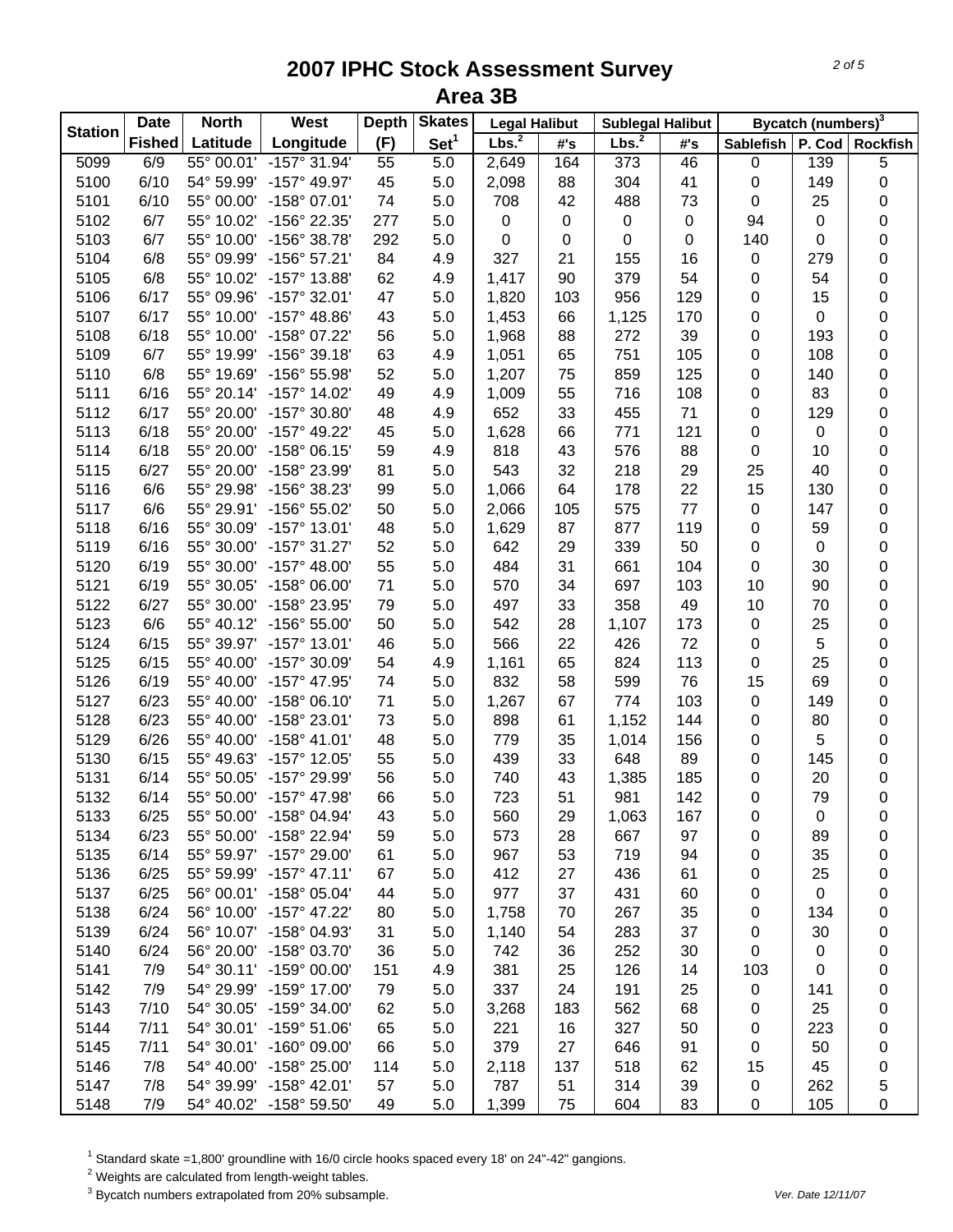# 2007 IPHC Stock Assessment Survey
## Area 3B

| Station | Date Fished | North Latitude | West Longitude | Depth (F) | Skates Set[1] | Legal Halibut Lbs.[2] | Legal Halibut #'s | Sublegal Halibut Lbs.[2] | Sublegal Halibut #'s | Bycatch (numbers)[3] Sablefish | Bycatch (numbers)[3] P. Cod | Bycatch (numbers)[3] Rockfish |
|---|---|---|---|---|---|---|---|---|---|---|---|---|
| 5099 | 6/9 | 55° 00.01' | -157° 31.94' | 55 | 5.0 | 2,649 | 164 | 373 | 46 | 0 | 139 | 5 |
| 5100 | 6/10 | 54° 59.99' | -157° 49.97' | 45 | 5.0 | 2,098 | 88 | 304 | 41 | 0 | 149 | 0 |
| 5101 | 6/10 | 55° 00.00' | -158° 07.01' | 74 | 5.0 | 708 | 42 | 488 | 73 | 0 | 25 | 0 |
| 5102 | 6/7 | 55° 10.02' | -156° 22.35' | 277 | 5.0 | 0 | 0 | 0 | 0 | 94 | 0 | 0 |
| 5103 | 6/7 | 55° 10.00' | -156° 38.78' | 292 | 5.0 | 0 | 0 | 0 | 0 | 140 | 0 | 0 |
| 5104 | 6/8 | 55° 09.99' | -156° 57.21' | 84 | 4.9 | 327 | 21 | 155 | 16 | 0 | 279 | 0 |
| 5105 | 6/8 | 55° 10.02' | -157° 13.88' | 62 | 4.9 | 1,417 | 90 | 379 | 54 | 0 | 54 | 0 |
| 5106 | 6/17 | 55° 09.96' | -157° 32.01' | 47 | 5.0 | 1,820 | 103 | 956 | 129 | 0 | 15 | 0 |
| 5107 | 6/17 | 55° 10.00' | -157° 48.86' | 43 | 5.0 | 1,453 | 66 | 1,125 | 170 | 0 | 0 | 0 |
| 5108 | 6/18 | 55° 10.00' | -158° 07.22' | 56 | 5.0 | 1,968 | 88 | 272 | 39 | 0 | 193 | 0 |
| 5109 | 6/7 | 55° 19.99' | -156° 39.18' | 63 | 4.9 | 1,051 | 65 | 751 | 105 | 0 | 108 | 0 |
| 5110 | 6/8 | 55° 19.69' | -156° 55.98' | 52 | 5.0 | 1,207 | 75 | 859 | 125 | 0 | 140 | 0 |
| 5111 | 6/16 | 55° 20.14' | -157° 14.02' | 49 | 4.9 | 1,009 | 55 | 716 | 108 | 0 | 83 | 0 |
| 5112 | 6/17 | 55° 20.00' | -157° 30.80' | 48 | 4.9 | 652 | 33 | 455 | 71 | 0 | 129 | 0 |
| 5113 | 6/18 | 55° 20.00' | -157° 49.22' | 45 | 5.0 | 1,628 | 66 | 771 | 121 | 0 | 0 | 0 |
| 5114 | 6/18 | 55° 20.00' | -158° 06.15' | 59 | 4.9 | 818 | 43 | 576 | 88 | 0 | 10 | 0 |
| 5115 | 6/27 | 55° 20.00' | -158° 23.99' | 81 | 5.0 | 543 | 32 | 218 | 29 | 25 | 40 | 0 |
| 5116 | 6/6 | 55° 29.98' | -156° 38.23' | 99 | 5.0 | 1,066 | 64 | 178 | 22 | 15 | 130 | 0 |
| 5117 | 6/6 | 55° 29.91' | -156° 55.02' | 50 | 5.0 | 2,066 | 105 | 575 | 77 | 0 | 147 | 0 |
| 5118 | 6/16 | 55° 30.09' | -157° 13.01' | 48 | 5.0 | 1,629 | 87 | 877 | 119 | 0 | 59 | 0 |
| 5119 | 6/16 | 55° 30.00' | -157° 31.27' | 52 | 5.0 | 642 | 29 | 339 | 50 | 0 | 0 | 0 |
| 5120 | 6/19 | 55° 30.00' | -157° 48.00' | 55 | 5.0 | 484 | 31 | 661 | 104 | 0 | 30 | 0 |
| 5121 | 6/19 | 55° 30.05' | -158° 06.00' | 71 | 5.0 | 570 | 34 | 697 | 103 | 10 | 90 | 0 |
| 5122 | 6/27 | 55° 30.00' | -158° 23.95' | 79 | 5.0 | 497 | 33 | 358 | 49 | 10 | 70 | 0 |
| 5123 | 6/6 | 55° 40.12' | -156° 55.00' | 50 | 5.0 | 542 | 28 | 1,107 | 173 | 0 | 25 | 0 |
| 5124 | 6/15 | 55° 39.97' | -157° 13.01' | 46 | 5.0 | 566 | 22 | 426 | 72 | 0 | 5 | 0 |
| 5125 | 6/15 | 55° 40.00' | -157° 30.09' | 54 | 4.9 | 1,161 | 65 | 824 | 113 | 0 | 25 | 0 |
| 5126 | 6/19 | 55° 40.00' | -157° 47.95' | 74 | 5.0 | 832 | 58 | 599 | 76 | 15 | 69 | 0 |
| 5127 | 6/23 | 55° 40.00' | -158° 06.10' | 71 | 5.0 | 1,267 | 67 | 774 | 103 | 0 | 149 | 0 |
| 5128 | 6/23 | 55° 40.00' | -158° 23.01' | 73 | 5.0 | 898 | 61 | 1,152 | 144 | 0 | 80 | 0 |
| 5129 | 6/26 | 55° 40.00' | -158° 41.01' | 48 | 5.0 | 779 | 35 | 1,014 | 156 | 0 | 5 | 0 |
| 5130 | 6/15 | 55° 49.63' | -157° 12.05' | 55 | 5.0 | 439 | 33 | 648 | 89 | 0 | 145 | 0 |
| 5131 | 6/14 | 55° 50.05' | -157° 29.99' | 56 | 5.0 | 740 | 43 | 1,385 | 185 | 0 | 20 | 0 |
| 5132 | 6/14 | 55° 50.00' | -157° 47.98' | 66 | 5.0 | 723 | 51 | 981 | 142 | 0 | 79 | 0 |
| 5133 | 6/25 | 55° 50.00' | -158° 04.94' | 43 | 5.0 | 560 | 29 | 1,063 | 167 | 0 | 0 | 0 |
| 5134 | 6/23 | 55° 50.00' | -158° 22.94' | 59 | 5.0 | 573 | 28 | 667 | 97 | 0 | 89 | 0 |
| 5135 | 6/14 | 55° 59.97' | -157° 29.00' | 61 | 5.0 | 967 | 53 | 719 | 94 | 0 | 35 | 0 |
| 5136 | 6/25 | 55° 59.99' | -157° 47.11' | 67 | 5.0 | 412 | 27 | 436 | 61 | 0 | 25 | 0 |
| 5137 | 6/25 | 56° 00.01' | -158° 05.04' | 44 | 5.0 | 977 | 37 | 431 | 60 | 0 | 0 | 0 |
| 5138 | 6/24 | 56° 10.00' | -157° 47.22' | 80 | 5.0 | 1,758 | 70 | 267 | 35 | 0 | 134 | 0 |
| 5139 | 6/24 | 56° 10.07' | -158° 04.93' | 31 | 5.0 | 1,140 | 54 | 283 | 37 | 0 | 30 | 0 |
| 5140 | 6/24 | 56° 20.00' | -158° 03.70' | 36 | 5.0 | 742 | 36 | 252 | 30 | 0 | 0 | 0 |
| 5141 | 7/9 | 54° 30.11' | -159° 00.00' | 151 | 4.9 | 381 | 25 | 126 | 14 | 103 | 0 | 0 |
| 5142 | 7/9 | 54° 29.99' | -159° 17.00' | 79 | 5.0 | 337 | 24 | 191 | 25 | 0 | 141 | 0 |
| 5143 | 7/10 | 54° 30.05' | -159° 34.00' | 62 | 5.0 | 3,268 | 183 | 562 | 68 | 0 | 25 | 0 |
| 5144 | 7/11 | 54° 30.01' | -159° 51.06' | 65 | 5.0 | 221 | 16 | 327 | 50 | 0 | 223 | 0 |
| 5145 | 7/11 | 54° 30.01' | -160° 09.00' | 66 | 5.0 | 379 | 27 | 646 | 91 | 0 | 50 | 0 |
| 5146 | 7/8 | 54° 40.00' | -158° 25.00' | 114 | 5.0 | 2,118 | 137 | 518 | 62 | 15 | 45 | 0 |
| 5147 | 7/8 | 54° 39.99' | -158° 42.01' | 57 | 5.0 | 787 | 51 | 314 | 39 | 0 | 262 | 5 |
| 5148 | 7/9 | 54° 40.02' | -158° 59.50' | 49 | 5.0 | 1,399 | 75 | 604 | 83 | 0 | 105 | 0 |

[1] Standard skate =1,800' groundline with 16/0 circle hooks spaced every 18' on 24"-42" gangions.

[2] Weights are calculated from length-weight tables.

[3] Bycatch numbers extrapolated from 20% subsample.

*Ver. Date 12/11/07*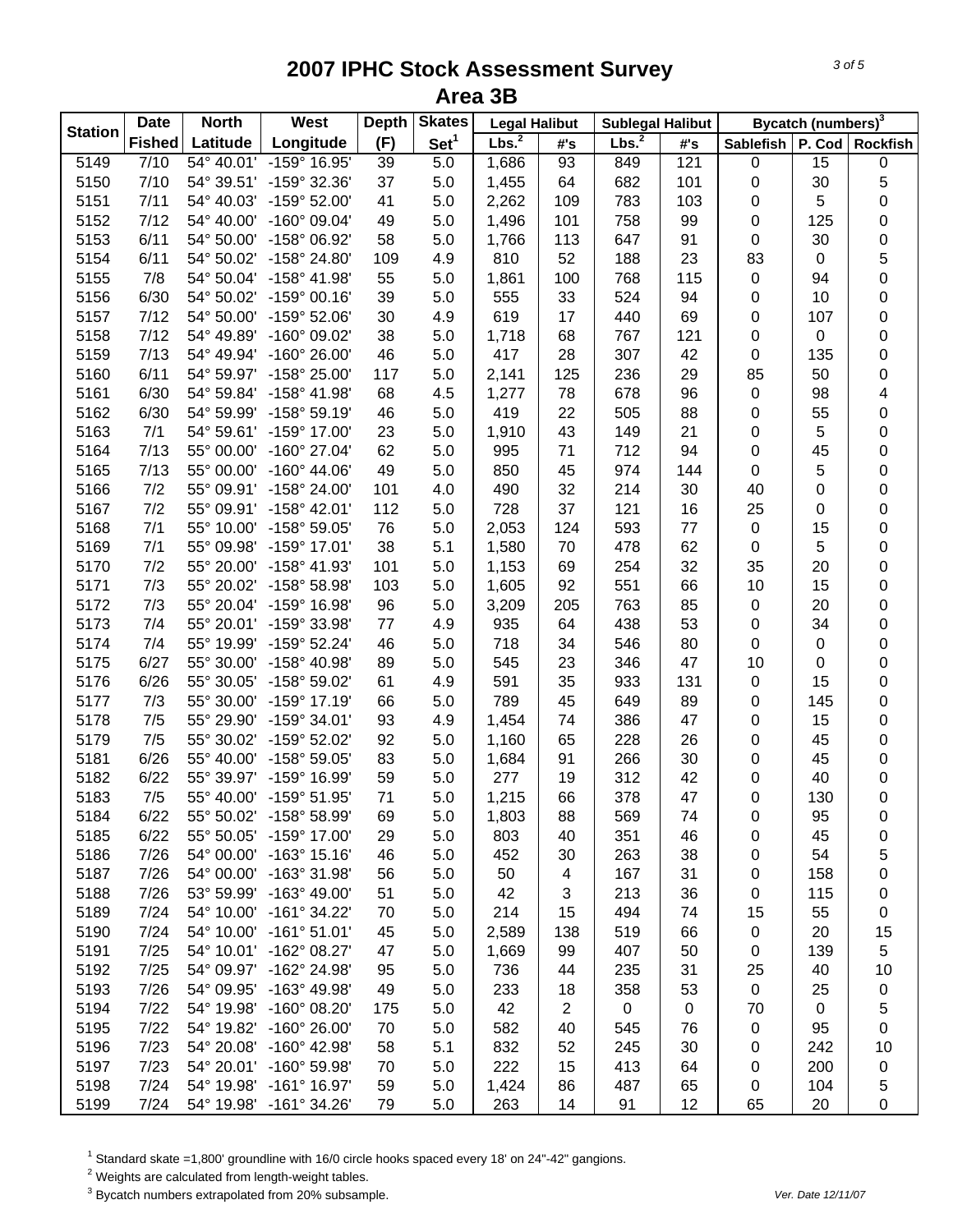# 2007 IPHC Stock Assessment Survey
## Area 3B

| Station | Date Fished | North Latitude | West Longitude | Depth (F) | Skates Set[1] | Legal Halibut Lbs.[2] | Legal Halibut #'s | Sublegal Halibut Lbs.[2] | Sublegal Halibut #'s | Bycatch (numbers)[3] Sablefish | Bycatch (numbers)[3] P. Cod | Bycatch (numbers)[3] Rockfish |
|---|---|---|---|---|---|---|---|---|---|---|---|---|
| 5149 | 7/10 | 54° 40.01' | -159° 16.95' | 39 | 5.0 | 1,686 | 93 | 849 | 121 | 0 | 15 | 0 |
| 5150 | 7/10 | 54° 39.51' | -159° 32.36' | 37 | 5.0 | 1,455 | 64 | 682 | 101 | 0 | 30 | 5 |
| 5151 | 7/11 | 54° 40.03' | -159° 52.00' | 41 | 5.0 | 2,262 | 109 | 783 | 103 | 0 | 5 | 0 |
| 5152 | 7/12 | 54° 40.00' | -160° 09.04' | 49 | 5.0 | 1,496 | 101 | 758 | 99 | 0 | 125 | 0 |
| 5153 | 6/11 | 54° 50.00' | -158° 06.92' | 58 | 5.0 | 1,766 | 113 | 647 | 91 | 0 | 30 | 0 |
| 5154 | 6/11 | 54° 50.02' | -158° 24.80' | 109 | 4.9 | 810 | 52 | 188 | 23 | 83 | 0 | 5 |
| 5155 | 7/8 | 54° 50.04' | -158° 41.98' | 55 | 5.0 | 1,861 | 100 | 768 | 115 | 0 | 94 | 0 |
| 5156 | 6/30 | 54° 50.02' | -159° 00.16' | 39 | 5.0 | 555 | 33 | 524 | 94 | 0 | 10 | 0 |
| 5157 | 7/12 | 54° 50.00' | -159° 52.06' | 30 | 4.9 | 619 | 17 | 440 | 69 | 0 | 107 | 0 |
| 5158 | 7/12 | 54° 49.89' | -160° 09.02' | 38 | 5.0 | 1,718 | 68 | 767 | 121 | 0 | 0 | 0 |
| 5159 | 7/13 | 54° 49.94' | -160° 26.00' | 46 | 5.0 | 417 | 28 | 307 | 42 | 0 | 135 | 0 |
| 5160 | 6/11 | 54° 59.97' | -158° 25.00' | 117 | 5.0 | 2,141 | 125 | 236 | 29 | 85 | 50 | 0 |
| 5161 | 6/30 | 54° 59.84' | -158° 41.98' | 68 | 4.5 | 1,277 | 78 | 678 | 96 | 0 | 98 | 4 |
| 5162 | 6/30 | 54° 59.99' | -158° 59.19' | 46 | 5.0 | 419 | 22 | 505 | 88 | 0 | 55 | 0 |
| 5163 | 7/1 | 54° 59.61' | -159° 17.00' | 23 | 5.0 | 1,910 | 43 | 149 | 21 | 0 | 5 | 0 |
| 5164 | 7/13 | 55° 00.00' | -160° 27.04' | 62 | 5.0 | 995 | 71 | 712 | 94 | 0 | 45 | 0 |
| 5165 | 7/13 | 55° 00.00' | -160° 44.06' | 49 | 5.0 | 850 | 45 | 974 | 144 | 0 | 5 | 0 |
| 5166 | 7/2 | 55° 09.91' | -158° 24.00' | 101 | 4.0 | 490 | 32 | 214 | 30 | 40 | 0 | 0 |
| 5167 | 7/2 | 55° 09.91' | -158° 42.01' | 112 | 5.0 | 728 | 37 | 121 | 16 | 25 | 0 | 0 |
| 5168 | 7/1 | 55° 10.00' | -158° 59.05' | 76 | 5.0 | 2,053 | 124 | 593 | 77 | 0 | 15 | 0 |
| 5169 | 7/1 | 55° 09.98' | -159° 17.01' | 38 | 5.1 | 1,580 | 70 | 478 | 62 | 0 | 5 | 0 |
| 5170 | 7/2 | 55° 20.00' | -158° 41.93' | 101 | 5.0 | 1,153 | 69 | 254 | 32 | 35 | 20 | 0 |
| 5171 | 7/3 | 55° 20.02' | -158° 58.98' | 103 | 5.0 | 1,605 | 92 | 551 | 66 | 10 | 15 | 0 |
| 5172 | 7/3 | 55° 20.04' | -159° 16.98' | 96 | 5.0 | 3,209 | 205 | 763 | 85 | 0 | 20 | 0 |
| 5173 | 7/4 | 55° 20.01' | -159° 33.98' | 77 | 4.9 | 935 | 64 | 438 | 53 | 0 | 34 | 0 |
| 5174 | 7/4 | 55° 19.99' | -159° 52.24' | 46 | 5.0 | 718 | 34 | 546 | 80 | 0 | 0 | 0 |
| 5175 | 6/27 | 55° 30.00' | -158° 40.98' | 89 | 5.0 | 545 | 23 | 346 | 47 | 10 | 0 | 0 |
| 5176 | 6/26 | 55° 30.05' | -158° 59.02' | 61 | 4.9 | 591 | 35 | 933 | 131 | 0 | 15 | 0 |
| 5177 | 7/3 | 55° 30.00' | -159° 17.19' | 66 | 5.0 | 789 | 45 | 649 | 89 | 0 | 145 | 0 |
| 5178 | 7/5 | 55° 29.90' | -159° 34.01' | 93 | 4.9 | 1,454 | 74 | 386 | 47 | 0 | 15 | 0 |
| 5179 | 7/5 | 55° 30.02' | -159° 52.02' | 92 | 5.0 | 1,160 | 65 | 228 | 26 | 0 | 45 | 0 |
| 5181 | 6/26 | 55° 40.00' | -158° 59.05' | 83 | 5.0 | 1,684 | 91 | 266 | 30 | 0 | 45 | 0 |
| 5182 | 6/22 | 55° 39.97' | -159° 16.99' | 59 | 5.0 | 277 | 19 | 312 | 42 | 0 | 40 | 0 |
| 5183 | 7/5 | 55° 40.00' | -159° 51.95' | 71 | 5.0 | 1,215 | 66 | 378 | 47 | 0 | 130 | 0 |
| 5184 | 6/22 | 55° 50.02' | -158° 58.99' | 69 | 5.0 | 1,803 | 88 | 569 | 74 | 0 | 95 | 0 |
| 5185 | 6/22 | 55° 50.05' | -159° 17.00' | 29 | 5.0 | 803 | 40 | 351 | 46 | 0 | 45 | 0 |
| 5186 | 7/26 | 54° 00.00' | -163° 15.16' | 46 | 5.0 | 452 | 30 | 263 | 38 | 0 | 54 | 5 |
| 5187 | 7/26 | 54° 00.00' | -163° 31.98' | 56 | 5.0 | 50 | 4 | 167 | 31 | 0 | 158 | 0 |
| 5188 | 7/26 | 53° 59.99' | -163° 49.00' | 51 | 5.0 | 42 | 3 | 213 | 36 | 0 | 115 | 0 |
| 5189 | 7/24 | 54° 10.00' | -161° 34.22' | 70 | 5.0 | 214 | 15 | 494 | 74 | 15 | 55 | 0 |
| 5190 | 7/24 | 54° 10.00' | -161° 51.01' | 45 | 5.0 | 2,589 | 138 | 519 | 66 | 0 | 20 | 15 |
| 5191 | 7/25 | 54° 10.01' | -162° 08.27' | 47 | 5.0 | 1,669 | 99 | 407 | 50 | 0 | 139 | 5 |
| 5192 | 7/25 | 54° 09.97' | -162° 24.98' | 95 | 5.0 | 736 | 44 | 235 | 31 | 25 | 40 | 10 |
| 5193 | 7/26 | 54° 09.95' | -163° 49.98' | 49 | 5.0 | 233 | 18 | 358 | 53 | 0 | 25 | 0 |
| 5194 | 7/22 | 54° 19.98' | -160° 08.20' | 175 | 5.0 | 42 | 2 | 0 | 0 | 70 | 0 | 5 |
| 5195 | 7/22 | 54° 19.82' | -160° 26.00' | 70 | 5.0 | 582 | 40 | 545 | 76 | 0 | 95 | 0 |
| 5196 | 7/23 | 54° 20.08' | -160° 42.98' | 58 | 5.1 | 832 | 52 | 245 | 30 | 0 | 242 | 10 |
| 5197 | 7/23 | 54° 20.01' | -160° 59.98' | 70 | 5.0 | 222 | 15 | 413 | 64 | 0 | 200 | 0 |
| 5198 | 7/24 | 54° 19.98' | -161° 16.97' | 59 | 5.0 | 1,424 | 86 | 487 | 65 | 0 | 104 | 5 |
| 5199 | 7/24 | 54° 19.98' | -161° 34.26' | 79 | 5.0 | 263 | 14 | 91 | 12 | 65 | 20 | 0 |

[1] Standard skate =1,800' groundline with 16/0 circle hooks spaced every 18' on 24"-42" gangions.
[2] Weights are calculated from length-weight tables.
[3] Bycatch numbers extrapolated from 20% subsample.

*Ver. Date 12/11/07*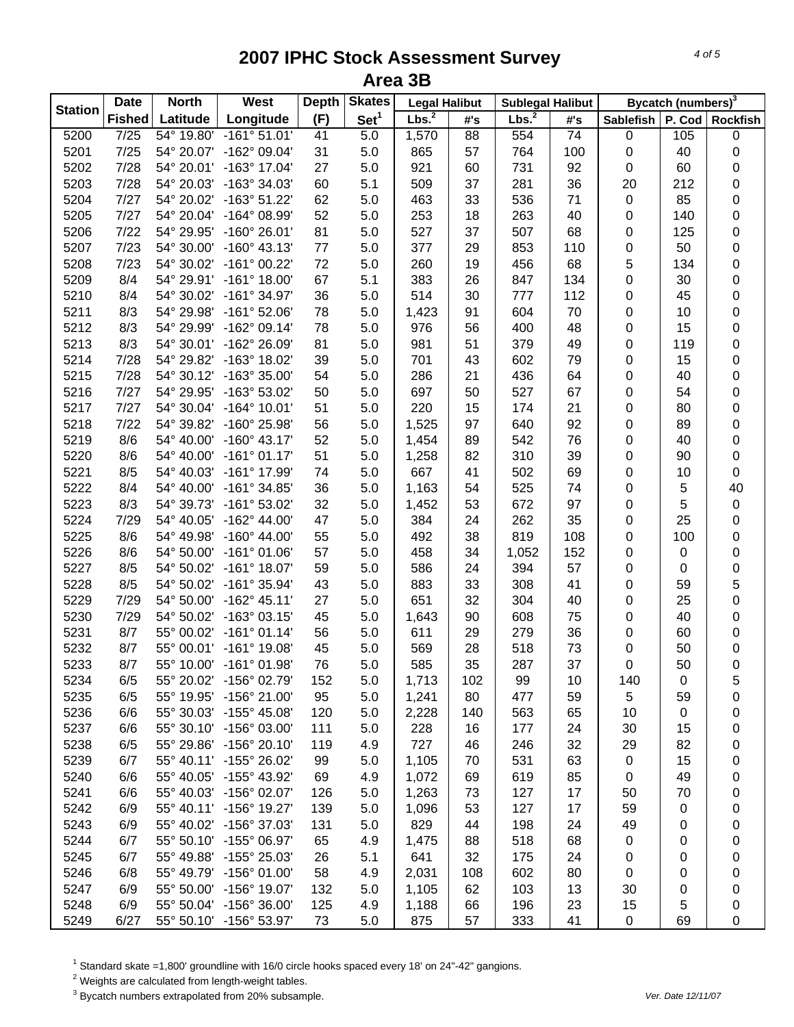# 2007 IPHC Stock Assessment Survey
## Area 3B

| Station | Date Fished | North Latitude | West Longitude | Depth (F) | Skates Set[1] | Legal Halibut Lbs.[2] | Legal Halibut #'s | Sublegal Halibut Lbs.[2] | Sublegal Halibut #'s | Bycatch (numbers)[3] Sablefish | P. Cod | Rockfish |
|---|---|---|---|---|---|---|---|---|---|---|---|---|
| 5200 | 7/25 | 54° 19.80' | -161° 51.01' | 41 | 5.0 | 1,570 | 88 | 554 | 74 | 0 | 105 | 0 |
| 5201 | 7/25 | 54° 20.07' | -162° 09.04' | 31 | 5.0 | 865 | 57 | 764 | 100 | 0 | 40 | 0 |
| 5202 | 7/28 | 54° 20.01' | -163° 17.04' | 27 | 5.0 | 921 | 60 | 731 | 92 | 0 | 60 | 0 |
| 5203 | 7/28 | 54° 20.03' | -163° 34.03' | 60 | 5.1 | 509 | 37 | 281 | 36 | 20 | 212 | 0 |
| 5204 | 7/27 | 54° 20.02' | -163° 51.22' | 62 | 5.0 | 463 | 33 | 536 | 71 | 0 | 85 | 0 |
| 5205 | 7/27 | 54° 20.04' | -164° 08.99' | 52 | 5.0 | 253 | 18 | 263 | 40 | 0 | 140 | 0 |
| 5206 | 7/22 | 54° 29.95' | -160° 26.01' | 81 | 5.0 | 527 | 37 | 507 | 68 | 0 | 125 | 0 |
| 5207 | 7/23 | 54° 30.00' | -160° 43.13' | 77 | 5.0 | 377 | 29 | 853 | 110 | 0 | 50 | 0 |
| 5208 | 7/23 | 54° 30.02' | -161° 00.22' | 72 | 5.0 | 260 | 19 | 456 | 68 | 5 | 134 | 0 |
| 5209 | 8/4 | 54° 29.91' | -161° 18.00' | 67 | 5.1 | 383 | 26 | 847 | 134 | 0 | 30 | 0 |
| 5210 | 8/4 | 54° 30.02' | -161° 34.97' | 36 | 5.0 | 514 | 30 | 777 | 112 | 0 | 45 | 0 |
| 5211 | 8/3 | 54° 29.98' | -161° 52.06' | 78 | 5.0 | 1,423 | 91 | 604 | 70 | 0 | 10 | 0 |
| 5212 | 8/3 | 54° 29.99' | -162° 09.14' | 78 | 5.0 | 976 | 56 | 400 | 48 | 0 | 15 | 0 |
| 5213 | 8/3 | 54° 30.01' | -162° 26.09' | 81 | 5.0 | 981 | 51 | 379 | 49 | 0 | 119 | 0 |
| 5214 | 7/28 | 54° 29.82' | -163° 18.02' | 39 | 5.0 | 701 | 43 | 602 | 79 | 0 | 15 | 0 |
| 5215 | 7/28 | 54° 30.12' | -163° 35.00' | 54 | 5.0 | 286 | 21 | 436 | 64 | 0 | 40 | 0 |
| 5216 | 7/27 | 54° 29.95' | -163° 53.02' | 50 | 5.0 | 697 | 50 | 527 | 67 | 0 | 54 | 0 |
| 5217 | 7/27 | 54° 30.04' | -164° 10.01' | 51 | 5.0 | 220 | 15 | 174 | 21 | 0 | 80 | 0 |
| 5218 | 7/22 | 54° 39.82' | -160° 25.98' | 56 | 5.0 | 1,525 | 97 | 640 | 92 | 0 | 89 | 0 |
| 5219 | 8/6 | 54° 40.00' | -160° 43.17' | 52 | 5.0 | 1,454 | 89 | 542 | 76 | 0 | 40 | 0 |
| 5220 | 8/6 | 54° 40.00' | -161° 01.17' | 51 | 5.0 | 1,258 | 82 | 310 | 39 | 0 | 90 | 0 |
| 5221 | 8/5 | 54° 40.03' | -161° 17.99' | 74 | 5.0 | 667 | 41 | 502 | 69 | 0 | 10 | 0 |
| 5222 | 8/4 | 54° 40.00' | -161° 34.85' | 36 | 5.0 | 1,163 | 54 | 525 | 74 | 0 | 5 | 40 |
| 5223 | 8/3 | 54° 39.73' | -161° 53.02' | 32 | 5.0 | 1,452 | 53 | 672 | 97 | 0 | 5 | 0 |
| 5224 | 7/29 | 54° 40.05' | -162° 44.00' | 47 | 5.0 | 384 | 24 | 262 | 35 | 0 | 25 | 0 |
| 5225 | 8/6 | 54° 49.98' | -160° 44.00' | 55 | 5.0 | 492 | 38 | 819 | 108 | 0 | 100 | 0 |
| 5226 | 8/6 | 54° 50.00' | -161° 01.06' | 57 | 5.0 | 458 | 34 | 1,052 | 152 | 0 | 0 | 0 |
| 5227 | 8/5 | 54° 50.02' | -161° 18.07' | 59 | 5.0 | 586 | 24 | 394 | 57 | 0 | 0 | 0 |
| 5228 | 8/5 | 54° 50.02' | -161° 35.94' | 43 | 5.0 | 883 | 33 | 308 | 41 | 0 | 59 | 5 |
| 5229 | 7/29 | 54° 50.00' | -162° 45.11' | 27 | 5.0 | 651 | 32 | 304 | 40 | 0 | 25 | 0 |
| 5230 | 7/29 | 54° 50.02' | -163° 03.15' | 45 | 5.0 | 1,643 | 90 | 608 | 75 | 0 | 40 | 0 |
| 5231 | 8/7 | 55° 00.02' | -161° 01.14' | 56 | 5.0 | 611 | 29 | 279 | 36 | 0 | 60 | 0 |
| 5232 | 8/7 | 55° 00.01' | -161° 19.08' | 45 | 5.0 | 569 | 28 | 518 | 73 | 0 | 50 | 0 |
| 5233 | 8/7 | 55° 10.00' | -161° 01.98' | 76 | 5.0 | 585 | 35 | 287 | 37 | 0 | 50 | 0 |
| 5234 | 6/5 | 55° 20.02' | -156° 02.79' | 152 | 5.0 | 1,713 | 102 | 99 | 10 | 140 | 0 | 5 |
| 5235 | 6/5 | 55° 19.95' | -156° 21.00' | 95 | 5.0 | 1,241 | 80 | 477 | 59 | 5 | 59 | 0 |
| 5236 | 6/6 | 55° 30.03' | -155° 45.08' | 120 | 5.0 | 2,228 | 140 | 563 | 65 | 10 | 0 | 0 |
| 5237 | 6/6 | 55° 30.10' | -156° 03.00' | 111 | 5.0 | 228 | 16 | 177 | 24 | 30 | 15 | 0 |
| 5238 | 6/5 | 55° 29.86' | -156° 20.10' | 119 | 4.9 | 727 | 46 | 246 | 32 | 29 | 82 | 0 |
| 5239 | 6/7 | 55° 40.11' | -155° 26.02' | 99 | 5.0 | 1,105 | 70 | 531 | 63 | 0 | 15 | 0 |
| 5240 | 6/6 | 55° 40.05' | -155° 43.92' | 69 | 4.9 | 1,072 | 69 | 619 | 85 | 0 | 49 | 0 |
| 5241 | 6/6 | 55° 40.03' | -156° 02.07' | 126 | 5.0 | 1,263 | 73 | 127 | 17 | 50 | 70 | 0 |
| 5242 | 6/9 | 55° 40.11' | -156° 19.27' | 139 | 5.0 | 1,096 | 53 | 127 | 17 | 59 | 0 | 0 |
| 5243 | 6/9 | 55° 40.02' | -156° 37.03' | 131 | 5.0 | 829 | 44 | 198 | 24 | 49 | 0 | 0 |
| 5244 | 6/7 | 55° 50.10' | -155° 06.97' | 65 | 4.9 | 1,475 | 88 | 518 | 68 | 0 | 0 | 0 |
| 5245 | 6/7 | 55° 49.88' | -155° 25.03' | 26 | 5.1 | 641 | 32 | 175 | 24 | 0 | 0 | 0 |
| 5246 | 6/8 | 55° 49.79' | -156° 01.00' | 58 | 4.9 | 2,031 | 108 | 602 | 80 | 0 | 0 | 0 |
| 5247 | 6/9 | 55° 50.00' | -156° 19.07' | 132 | 5.0 | 1,105 | 62 | 103 | 13 | 30 | 0 | 0 |
| 5248 | 6/9 | 55° 50.04' | -156° 36.00' | 125 | 4.9 | 1,188 | 66 | 196 | 23 | 15 | 5 | 0 |
| 5249 | 6/27 | 55° 50.10' | -156° 53.97' | 73 | 5.0 | 875 | 57 | 333 | 41 | 0 | 69 | 0 |

[1] Standard skate =1,800' groundline with 16/0 circle hooks spaced every 18' on 24"-42" gangions.
[2] Weights are calculated from length-weight tables.
[3] Bycatch numbers extrapolated from 20% subsample.

*Ver. Date 12/11/07*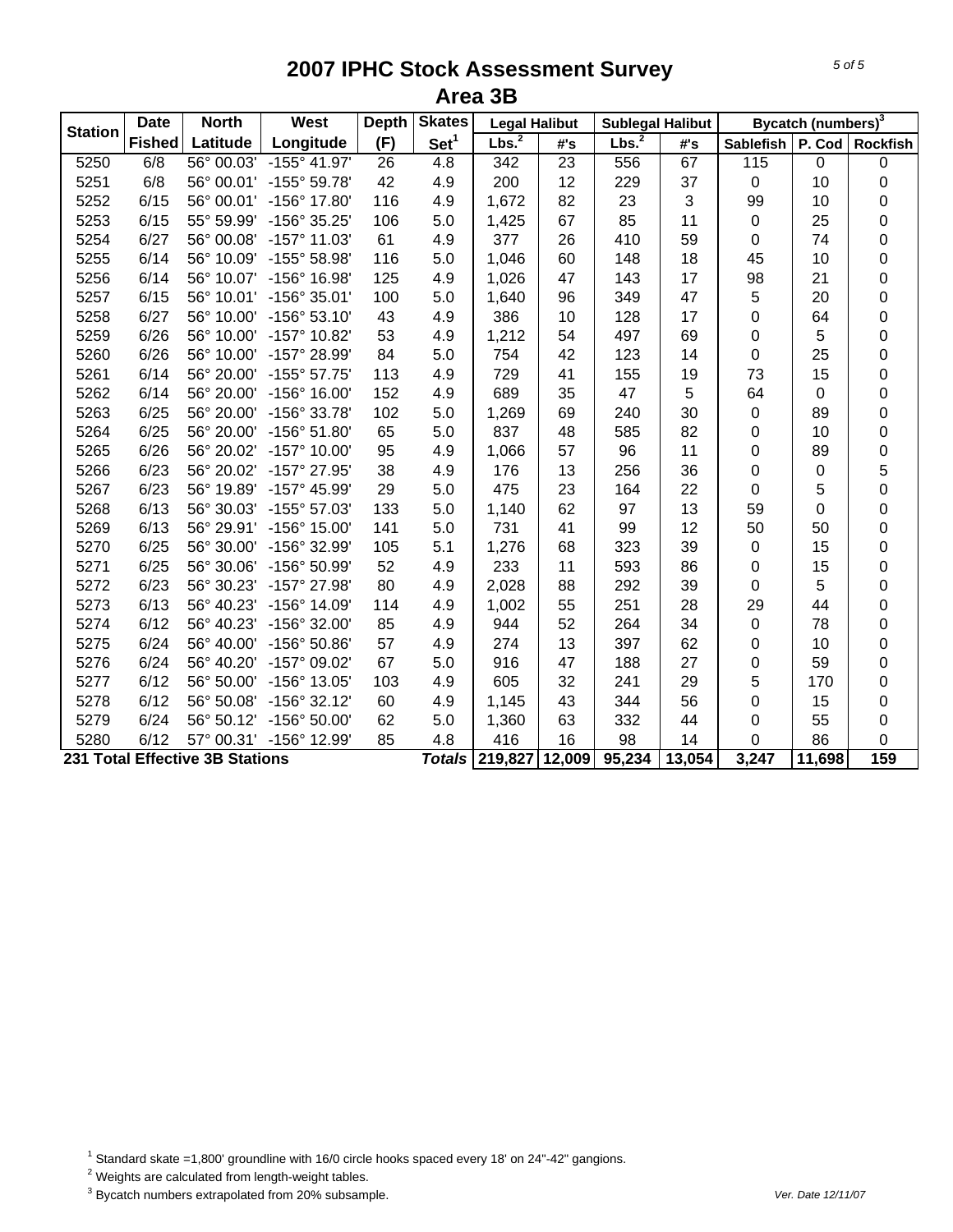# 2007 IPHC Stock Assessment Survey
## Area 3B

| Station | Date Fished | North Latitude | West Longitude | Depth (F) | Skates Set[1] | Legal Halibut Lbs.[2] | Legal Halibut #'s | Sublegal Halibut Lbs.[2] | Sublegal Halibut #'s | Bycatch (numbers)[3] Sablefish | P. Cod | Rockfish |
|---|---|---|---|---|---|---|---|---|---|---|---|---|
| 5250 | 6/8 | 56° 00.03' | -155° 41.97' | 26 | 4.8 | 342 | 23 | 556 | 67 | 115 | 0 | 0 |
| 5251 | 6/8 | 56° 00.01' | -155° 59.78' | 42 | 4.9 | 200 | 12 | 229 | 37 | 0 | 10 | 0 |
| 5252 | 6/15 | 56° 00.01' | -156° 17.80' | 116 | 4.9 | 1,672 | 82 | 23 | 3 | 99 | 10 | 0 |
| 5253 | 6/15 | 55° 59.99' | -156° 35.25' | 106 | 5.0 | 1,425 | 67 | 85 | 11 | 0 | 25 | 0 |
| 5254 | 6/27 | 56° 00.08' | -157° 11.03' | 61 | 4.9 | 377 | 26 | 410 | 59 | 0 | 74 | 0 |
| 5255 | 6/14 | 56° 10.09' | -155° 58.98' | 116 | 5.0 | 1,046 | 60 | 148 | 18 | 45 | 10 | 0 |
| 5256 | 6/14 | 56° 10.07' | -156° 16.98' | 125 | 4.9 | 1,026 | 47 | 143 | 17 | 98 | 21 | 0 |
| 5257 | 6/15 | 56° 10.01' | -156° 35.01' | 100 | 5.0 | 1,640 | 96 | 349 | 47 | 5 | 20 | 0 |
| 5258 | 6/27 | 56° 10.00' | -156° 53.10' | 43 | 4.9 | 386 | 10 | 128 | 17 | 0 | 64 | 0 |
| 5259 | 6/26 | 56° 10.00' | -157° 10.82' | 53 | 4.9 | 1,212 | 54 | 497 | 69 | 0 | 5 | 0 |
| 5260 | 6/26 | 56° 10.00' | -157° 28.99' | 84 | 5.0 | 754 | 42 | 123 | 14 | 0 | 25 | 0 |
| 5261 | 6/14 | 56° 20.00' | -155° 57.75' | 113 | 4.9 | 729 | 41 | 155 | 19 | 73 | 15 | 0 |
| 5262 | 6/14 | 56° 20.00' | -156° 16.00' | 152 | 4.9 | 689 | 35 | 47 | 5 | 64 | 0 | 0 |
| 5263 | 6/25 | 56° 20.00' | -156° 33.78' | 102 | 5.0 | 1,269 | 69 | 240 | 30 | 0 | 89 | 0 |
| 5264 | 6/25 | 56° 20.00' | -156° 51.80' | 65 | 5.0 | 837 | 48 | 585 | 82 | 0 | 10 | 0 |
| 5265 | 6/26 | 56° 20.02' | -157° 10.00' | 95 | 4.9 | 1,066 | 57 | 96 | 11 | 0 | 89 | 0 |
| 5266 | 6/23 | 56° 20.02' | -157° 27.95' | 38 | 4.9 | 176 | 13 | 256 | 36 | 0 | 0 | 5 |
| 5267 | 6/23 | 56° 19.89' | -157° 45.99' | 29 | 5.0 | 475 | 23 | 164 | 22 | 0 | 5 | 0 |
| 5268 | 6/13 | 56° 30.03' | -155° 57.03' | 133 | 5.0 | 1,140 | 62 | 97 | 13 | 59 | 0 | 0 |
| 5269 | 6/13 | 56° 29.91' | -156° 15.00' | 141 | 5.0 | 731 | 41 | 99 | 12 | 50 | 50 | 0 |
| 5270 | 6/25 | 56° 30.00' | -156° 32.99' | 105 | 5.1 | 1,276 | 68 | 323 | 39 | 0 | 15 | 0 |
| 5271 | 6/25 | 56° 30.06' | -156° 50.99' | 52 | 4.9 | 233 | 11 | 593 | 86 | 0 | 15 | 0 |
| 5272 | 6/23 | 56° 30.23' | -157° 27.98' | 80 | 4.9 | 2,028 | 88 | 292 | 39 | 0 | 5 | 0 |
| 5273 | 6/13 | 56° 40.23' | -156° 14.09' | 114 | 4.9 | 1,002 | 55 | 251 | 28 | 29 | 44 | 0 |
| 5274 | 6/12 | 56° 40.23' | -156° 32.00' | 85 | 4.9 | 944 | 52 | 264 | 34 | 0 | 78 | 0 |
| 5275 | 6/24 | 56° 40.00' | -156° 50.86' | 57 | 4.9 | 274 | 13 | 397 | 62 | 0 | 10 | 0 |
| 5276 | 6/24 | 56° 40.20' | -157° 09.02' | 67 | 5.0 | 916 | 47 | 188 | 27 | 0 | 59 | 0 |
| 5277 | 6/12 | 56° 50.00' | -156° 13.05' | 103 | 4.9 | 605 | 32 | 241 | 29 | 5 | 170 | 0 |
| 5278 | 6/12 | 56° 50.08' | -156° 32.12' | 60 | 4.9 | 1,145 | 43 | 344 | 56 | 0 | 15 | 0 |
| 5279 | 6/24 | 56° 50.12' | -156° 50.00' | 62 | 5.0 | 1,360 | 63 | 332 | 44 | 0 | 55 | 0 |
| 5280 | 6/12 | 57° 00.31' | -156° 12.99' | 85 | 4.8 | 416 | 16 | 98 | 14 | 0 | 86 | 0 |
| **231 Total Effective 3B Stations** | | | | | ***Totals*** | **219,827** | **12,009** | **95,234** | **13,054** | **3,247** | **11,698** | **159** |

[1] Standard skate =1,800' groundline with 16/0 circle hooks spaced every 18' on 24"-42" gangions.

[2] Weights are calculated from length-weight tables.

[3] Bycatch numbers extrapolated from 20% subsample.

*Ver. Date 12/11/07*